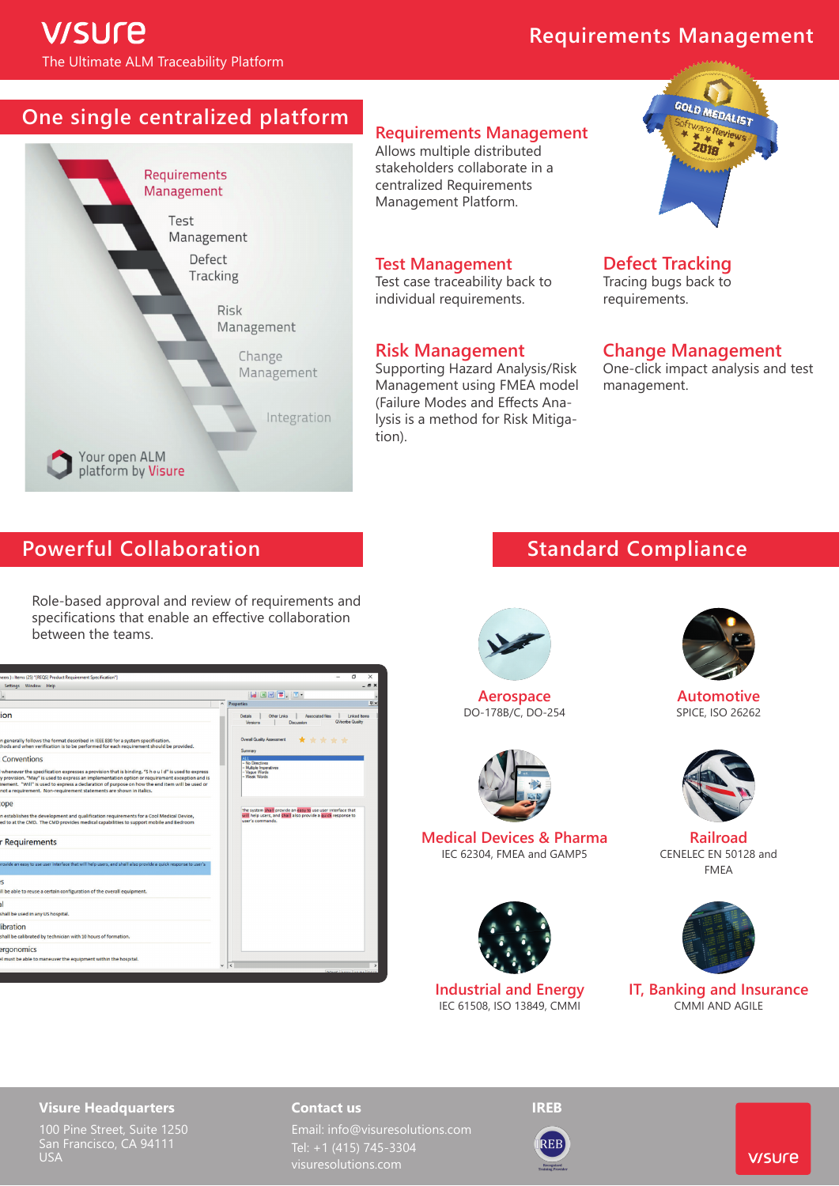# visure

The Ultimate ALM Traceability Platform

Requirements Management

## One single centralized platform

Requirements Management

Test Management

Defect Tracking

Risk Management

Change Management

Integration

Your open ALM platform by Visure

### Requirements Management

Allows multiple distributed stakeholders collaborate in a centralized Requirements Management Platform.

GOLD MEDALIST Software Reviews 2018

### Test Management

Test case traceability back to individual requirements.

### Defect Tracking

Tracing bugs back to requirements.

### Risk Management

Supporting Hazard Analysis/Risk Management using FMEA model (Failure Modes and Effects Analysis is a method for Risk Mitigation).

### Change Management

One-click impact analysis and test management.

## Powerful Collaboration

Role-based approval and review of requirements and specifications that enable an effective collaboration between the teams.

## Standard Compliance

### Aerospace

DO-178B/C, DO-254

### Automotive

SPICE, ISO 26262

### Medical Devices & Pharma

IEC 62304, FMEA and GAMP5

### Railroad

CENELEC EN 50128 and FMEA

### Industrial and Energy

IEC 61508, ISO 13849, CMMI

### IT, Banking and Insurance

CMMI AND AGILE

**Visure Headquarters**

100 Pine Street, Suite 1250
San Francisco, CA 94111
USA

**Contact us**

Email: info@visuresolutions.com
Tel: +1 (415) 745-3304
visuresolutions.com

**IREB**

visure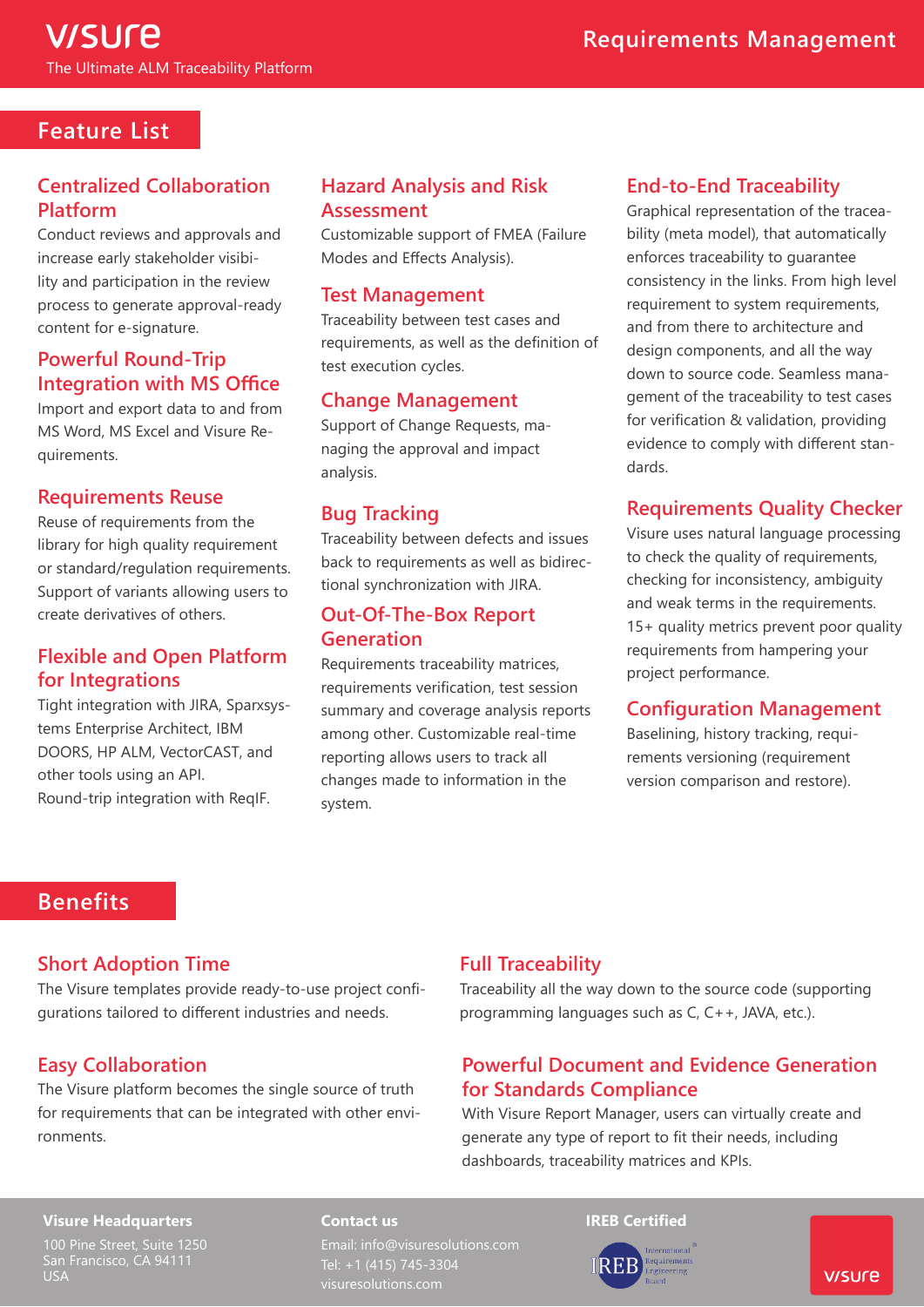# Feature List

### Centralized Collaboration Platform

Conduct reviews and approvals and increase early stakeholder visibility and participation in the review process to generate approval-ready content for e-signature.

### Powerful Round-Trip Integration with MS Office

Import and export data to and from MS Word, MS Excel and Visure Requirements.

### Requirements Reuse

Reuse of requirements from the library for high quality requirement or standard/regulation requirements. Support of variants allowing users to create derivatives of others.

### Flexible and Open Platform for Integrations

Tight integration with JIRA, Sparxsystems Enterprise Architect, IBM DOORS, HP ALM, VectorCAST, and other tools using an API.
Round-trip integration with ReqIF.

### Hazard Analysis and Risk Assessment

Customizable support of FMEA (Failure Modes and Effects Analysis).

### Test Management

Traceability between test cases and requirements, as well as the definition of test execution cycles.

### Change Management

Support of Change Requests, managing the approval and impact analysis.

### Bug Tracking

Traceability between defects and issues back to requirements as well as bidirectional synchronization with JIRA.

### Out-Of-The-Box Report Generation

Requirements traceability matrices, requirements verification, test session summary and coverage analysis reports among other. Customizable real-time reporting allows users to track all changes made to information in the system.

### End-to-End Traceability

Graphical representation of the traceability (meta model), that automatically enforces traceability to guarantee consistency in the links. From high level requirement to system requirements, and from there to architecture and design components, and all the way down to source code. Seamless management of the traceability to test cases for verification & validation, providing evidence to comply with different standards.

### Requirements Quality Checker

Visure uses natural language processing to check the quality of requirements, checking for inconsistency, ambiguity and weak terms in the requirements. 15+ quality metrics prevent poor quality requirements from hampering your project performance.

### Configuration Management

Baselining, history tracking, requirements versioning (requirement version comparison and restore).

# Benefits

### Short Adoption Time

The Visure templates provide ready-to-use project configurations tailored to different industries and needs.

### Easy Collaboration

The Visure platform becomes the single source of truth for requirements that can be integrated with other environments.

### Full Traceability

Traceability all the way down to the source code (supporting programming languages such as C, C++, JAVA, etc.).

### Powerful Document and Evidence Generation for Standards Compliance

With Visure Report Manager, users can virtually create and generate any type of report to fit their needs, including dashboards, traceability matrices and KPIs.

**Visure Headquarters**
100 Pine Street, Suite 1250
San Francisco, CA 94111
USA

**Contact us**
Email: info@visuresolutions.com
Tel: +1 (415) 745-3304
visuresolutions.com

**IREB Certified**